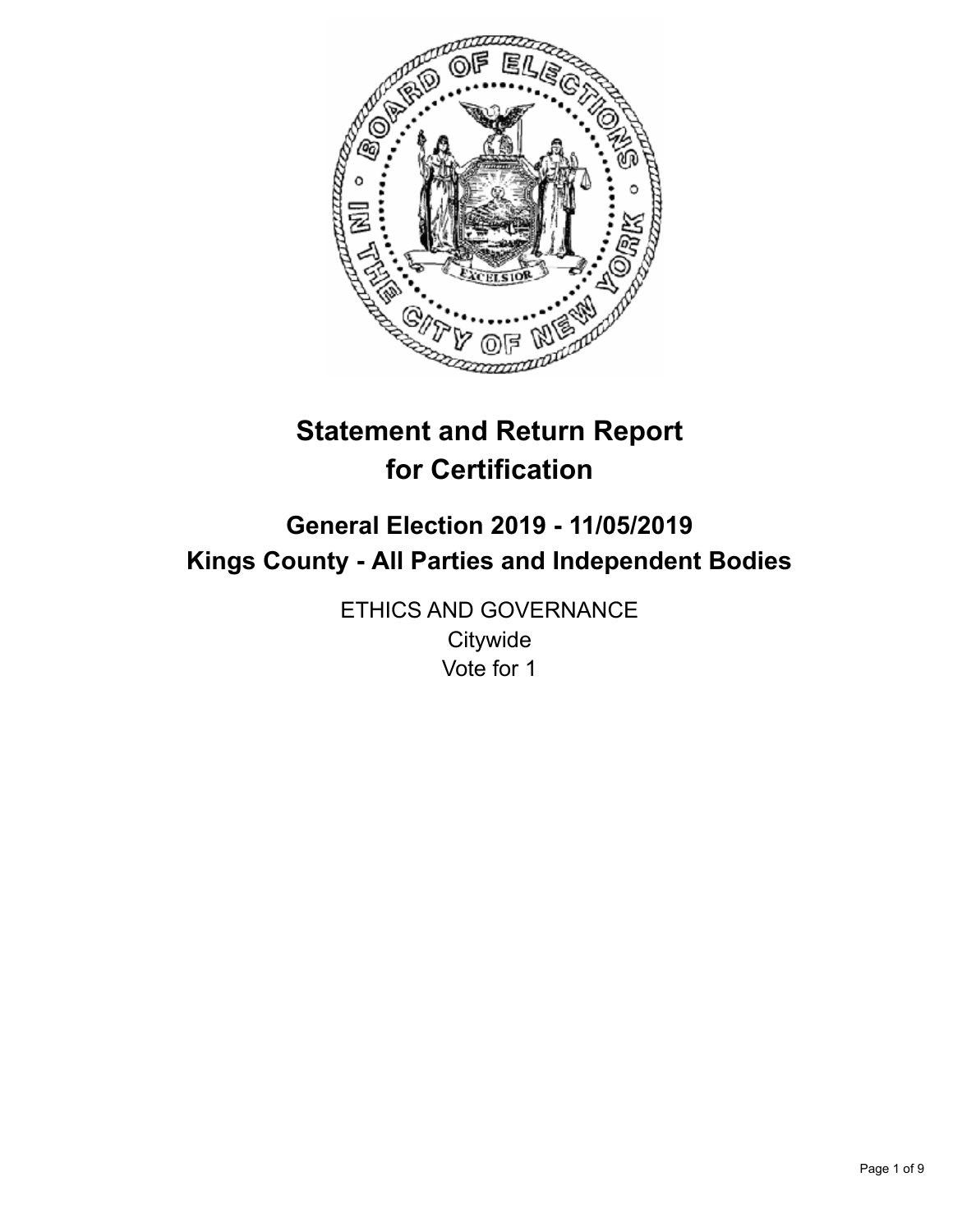# Statement and Return Report for Certification

## General Election 2019 - 11/05/2019
## Kings County - All Parties and Independent Bodies

ETHICS AND GOVERNANCE
Citywide
Vote for 1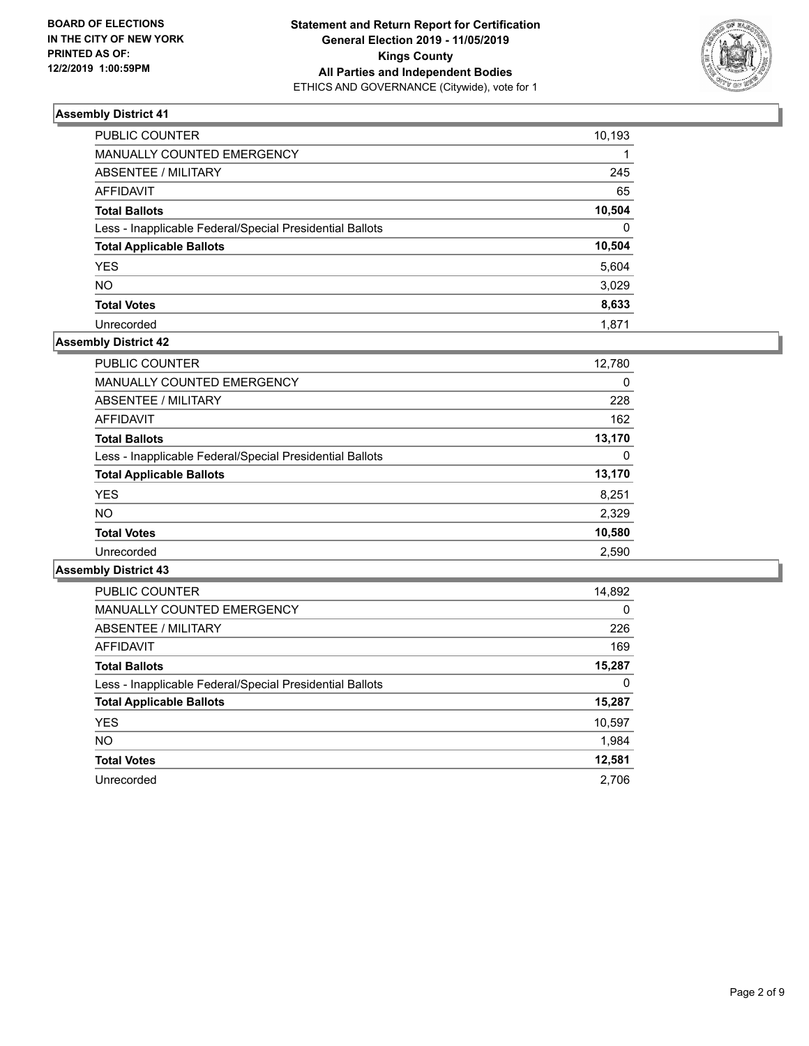BOARD OF ELECTIONS
IN THE CITY OF NEW YORK
PRINTED AS OF:
12/2/2019 1:00:59PM

**Statement and Return Report for Certification**
**General Election 2019 - 11/05/2019**
**Kings County**
**All Parties and Independent Bodies**
ETHICS AND GOVERNANCE (Citywide), vote for 1

## Assembly District 41

| | |
|---|---|
| PUBLIC COUNTER | 10,193 |
| MANUALLY COUNTED EMERGENCY | 1 |
| ABSENTEE / MILITARY | 245 |
| AFFIDAVIT | 65 |
| **Total Ballots** | **10,504** |
| Less - Inapplicable Federal/Special Presidential Ballots | 0 |
| **Total Applicable Ballots** | **10,504** |
| YES | 5,604 |
| NO | 3,029 |
| **Total Votes** | **8,633** |
| Unrecorded | 1,871 |

## Assembly District 42

| | |
|---|---|
| PUBLIC COUNTER | 12,780 |
| MANUALLY COUNTED EMERGENCY | 0 |
| ABSENTEE / MILITARY | 228 |
| AFFIDAVIT | 162 |
| **Total Ballots** | **13,170** |
| Less - Inapplicable Federal/Special Presidential Ballots | 0 |
| **Total Applicable Ballots** | **13,170** |
| YES | 8,251 |
| NO | 2,329 |
| **Total Votes** | **10,580** |
| Unrecorded | 2,590 |

## Assembly District 43

| | |
|---|---|
| PUBLIC COUNTER | 14,892 |
| MANUALLY COUNTED EMERGENCY | 0 |
| ABSENTEE / MILITARY | 226 |
| AFFIDAVIT | 169 |
| **Total Ballots** | **15,287** |
| Less - Inapplicable Federal/Special Presidential Ballots | 0 |
| **Total Applicable Ballots** | **15,287** |
| YES | 10,597 |
| NO | 1,984 |
| **Total Votes** | **12,581** |
| Unrecorded | 2,706 |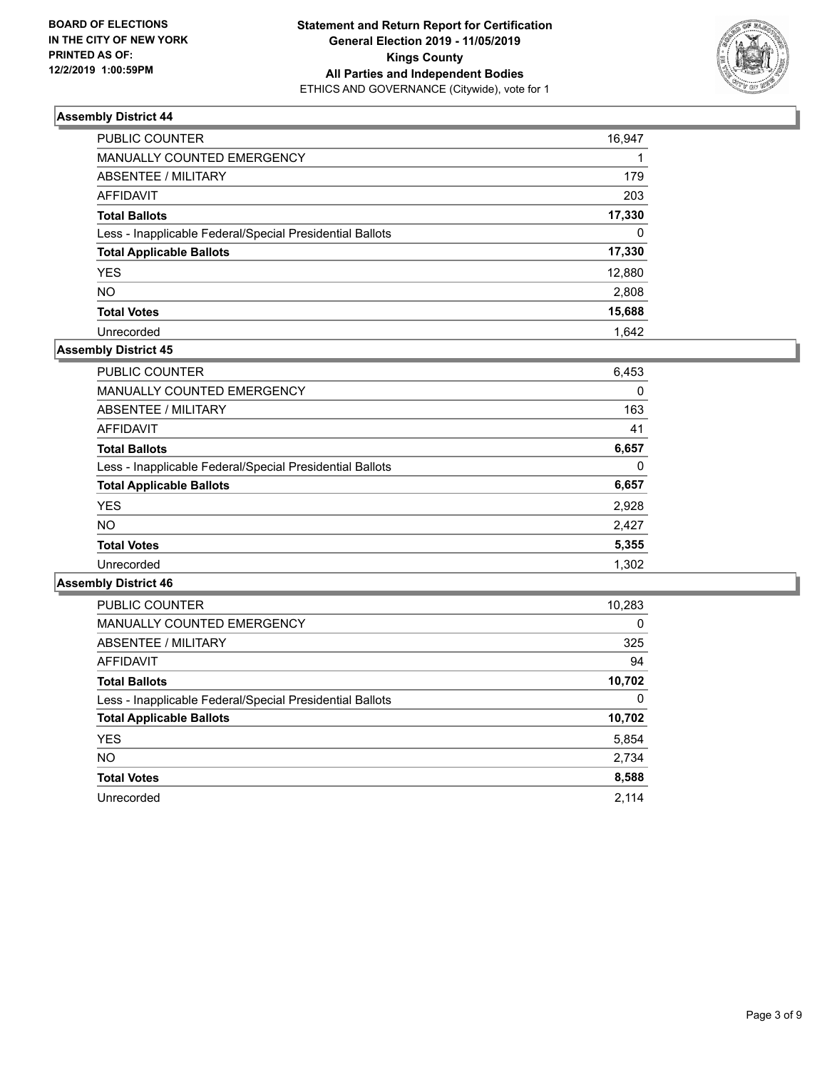**BOARD OF ELECTIONS IN THE CITY OF NEW YORK PRINTED AS OF: 12/2/2019 1:00:59PM**

**Statement and Return Report for Certification General Election 2019 - 11/05/2019 Kings County All Parties and Independent Bodies**
ETHICS AND GOVERNANCE (Citywide), vote for 1

### Assembly District 44

| | |
|---|---|
| PUBLIC COUNTER | 16,947 |
| MANUALLY COUNTED EMERGENCY | 1 |
| ABSENTEE / MILITARY | 179 |
| AFFIDAVIT | 203 |
| **Total Ballots** | **17,330** |
| Less - Inapplicable Federal/Special Presidential Ballots | 0 |
| **Total Applicable Ballots** | **17,330** |
| YES | 12,880 |
| NO | 2,808 |
| **Total Votes** | **15,688** |
| Unrecorded | 1,642 |

### Assembly District 45

| | |
|---|---|
| PUBLIC COUNTER | 6,453 |
| MANUALLY COUNTED EMERGENCY | 0 |
| ABSENTEE / MILITARY | 163 |
| AFFIDAVIT | 41 |
| **Total Ballots** | **6,657** |
| Less - Inapplicable Federal/Special Presidential Ballots | 0 |
| **Total Applicable Ballots** | **6,657** |
| YES | 2,928 |
| NO | 2,427 |
| **Total Votes** | **5,355** |
| Unrecorded | 1,302 |

### Assembly District 46

| | |
|---|---|
| PUBLIC COUNTER | 10,283 |
| MANUALLY COUNTED EMERGENCY | 0 |
| ABSENTEE / MILITARY | 325 |
| AFFIDAVIT | 94 |
| **Total Ballots** | **10,702** |
| Less - Inapplicable Federal/Special Presidential Ballots | 0 |
| **Total Applicable Ballots** | **10,702** |
| YES | 5,854 |
| NO | 2,734 |
| **Total Votes** | **8,588** |
| Unrecorded | 2,114 |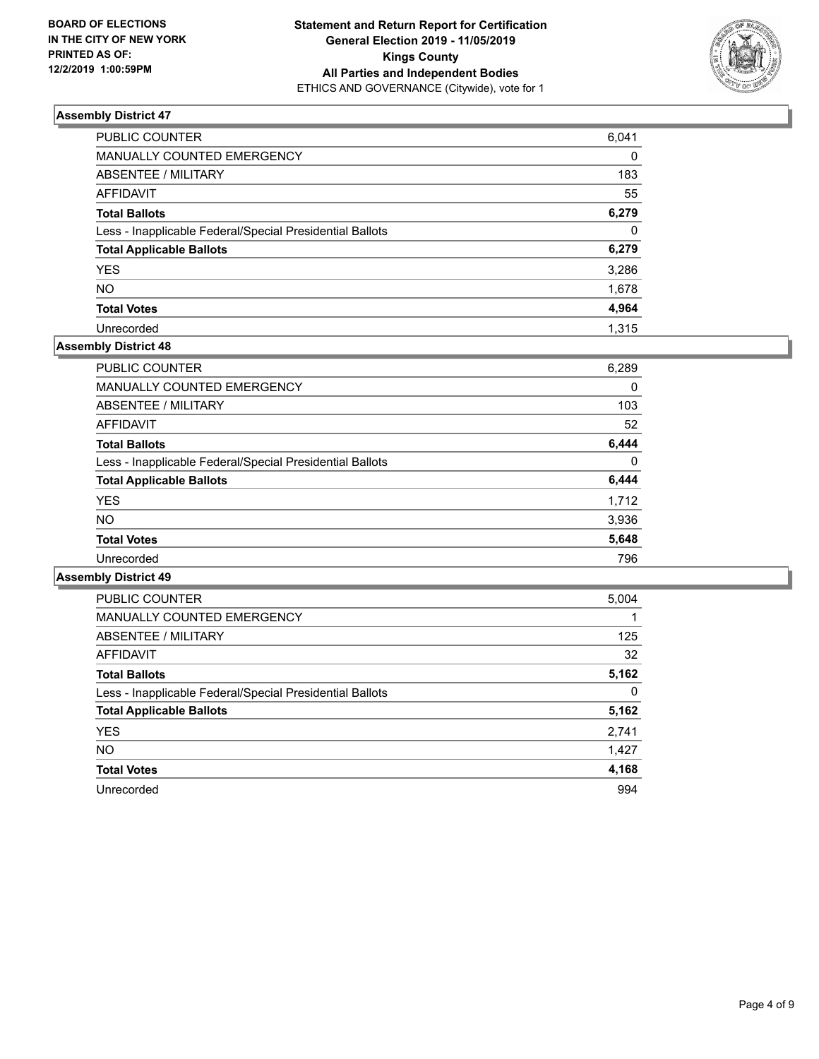**BOARD OF ELECTIONS IN THE CITY OF NEW YORK PRINTED AS OF: 12/2/2019 1:00:59PM**

**Statement and Return Report for Certification General Election 2019 - 11/05/2019 Kings County All Parties and Independent Bodies**
ETHICS AND GOVERNANCE (Citywide), vote for 1

## Assembly District 47

| | |
|---|---|
| PUBLIC COUNTER | 6,041 |
| MANUALLY COUNTED EMERGENCY | 0 |
| ABSENTEE / MILITARY | 183 |
| AFFIDAVIT | 55 |
| **Total Ballots** | **6,279** |
| Less - Inapplicable Federal/Special Presidential Ballots | 0 |
| **Total Applicable Ballots** | **6,279** |
| YES | 3,286 |
| NO | 1,678 |
| **Total Votes** | **4,964** |
| Unrecorded | 1,315 |

## Assembly District 48

| | |
|---|---|
| PUBLIC COUNTER | 6,289 |
| MANUALLY COUNTED EMERGENCY | 0 |
| ABSENTEE / MILITARY | 103 |
| AFFIDAVIT | 52 |
| **Total Ballots** | **6,444** |
| Less - Inapplicable Federal/Special Presidential Ballots | 0 |
| **Total Applicable Ballots** | **6,444** |
| YES | 1,712 |
| NO | 3,936 |
| **Total Votes** | **5,648** |
| Unrecorded | 796 |

## Assembly District 49

| | |
|---|---|
| PUBLIC COUNTER | 5,004 |
| MANUALLY COUNTED EMERGENCY | 1 |
| ABSENTEE / MILITARY | 125 |
| AFFIDAVIT | 32 |
| **Total Ballots** | **5,162** |
| Less - Inapplicable Federal/Special Presidential Ballots | 0 |
| **Total Applicable Ballots** | **5,162** |
| YES | 2,741 |
| NO | 1,427 |
| **Total Votes** | **4,168** |
| Unrecorded | 994 |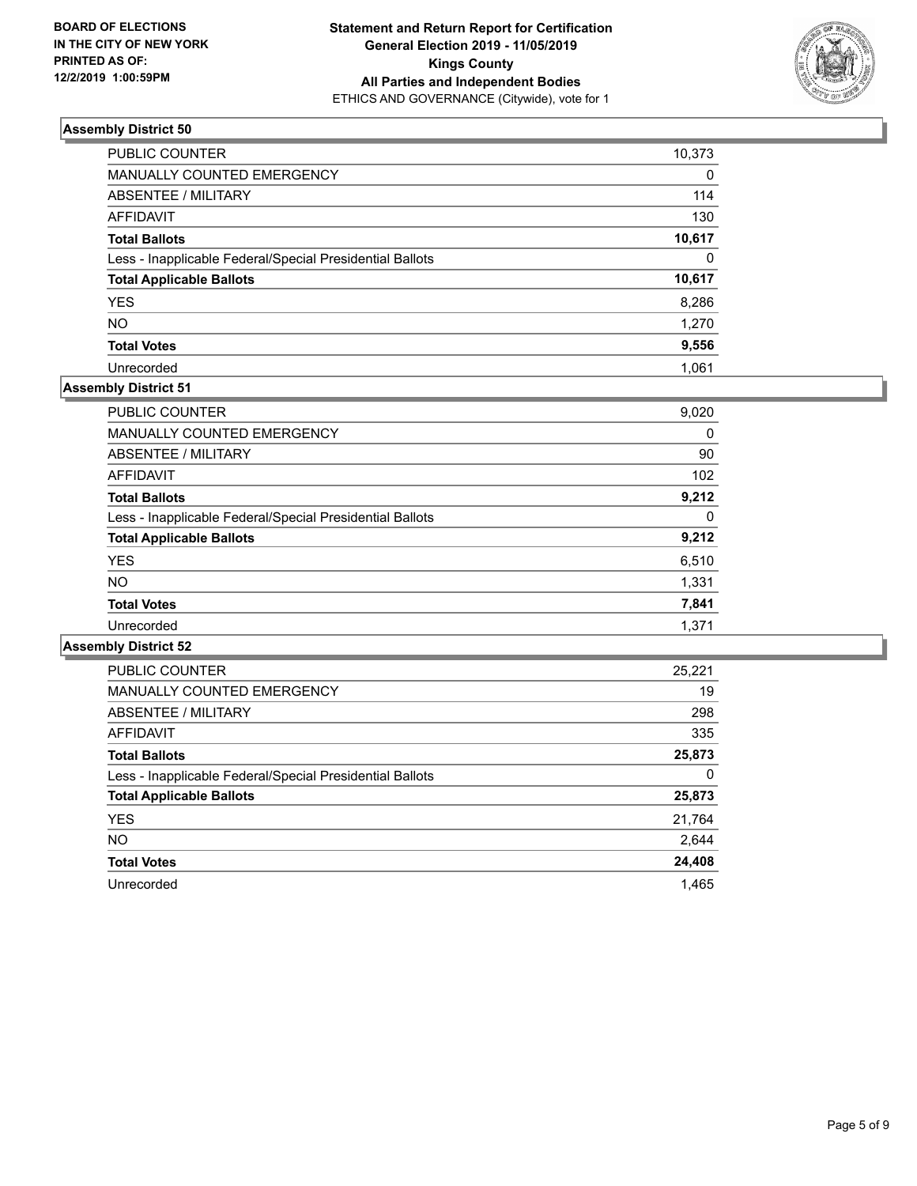**BOARD OF ELECTIONS IN THE CITY OF NEW YORK PRINTED AS OF: 12/2/2019 1:00:59PM**

**Statement and Return Report for Certification General Election 2019 - 11/05/2019 Kings County All Parties and Independent Bodies**
ETHICS AND GOVERNANCE (Citywide), vote for 1

### Assembly District 50

| | |
|---|---|
| PUBLIC COUNTER | 10,373 |
| MANUALLY COUNTED EMERGENCY | 0 |
| ABSENTEE / MILITARY | 114 |
| AFFIDAVIT | 130 |
| **Total Ballots** | **10,617** |
| Less - Inapplicable Federal/Special Presidential Ballots | 0 |
| **Total Applicable Ballots** | **10,617** |
| YES | 8,286 |
| NO | 1,270 |
| **Total Votes** | **9,556** |
| Unrecorded | 1,061 |

### Assembly District 51

| | |
|---|---|
| PUBLIC COUNTER | 9,020 |
| MANUALLY COUNTED EMERGENCY | 0 |
| ABSENTEE / MILITARY | 90 |
| AFFIDAVIT | 102 |
| **Total Ballots** | **9,212** |
| Less - Inapplicable Federal/Special Presidential Ballots | 0 |
| **Total Applicable Ballots** | **9,212** |
| YES | 6,510 |
| NO | 1,331 |
| **Total Votes** | **7,841** |
| Unrecorded | 1,371 |

### Assembly District 52

| | |
|---|---|
| PUBLIC COUNTER | 25,221 |
| MANUALLY COUNTED EMERGENCY | 19 |
| ABSENTEE / MILITARY | 298 |
| AFFIDAVIT | 335 |
| **Total Ballots** | **25,873** |
| Less - Inapplicable Federal/Special Presidential Ballots | 0 |
| **Total Applicable Ballots** | **25,873** |
| YES | 21,764 |
| NO | 2,644 |
| **Total Votes** | **24,408** |
| Unrecorded | 1,465 |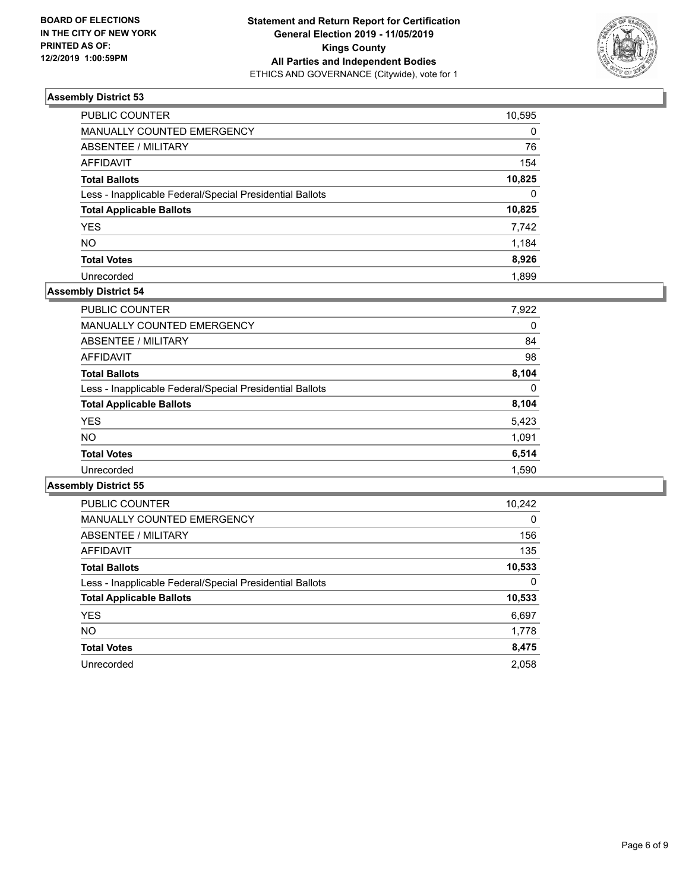BOARD OF ELECTIONS
IN THE CITY OF NEW YORK
PRINTED AS OF:
12/2/2019 1:00:59PM

**Statement and Return Report for Certification**
**General Election 2019 - 11/05/2019**
**Kings County**
**All Parties and Independent Bodies**
ETHICS AND GOVERNANCE (Citywide), vote for 1

### Assembly District 53

| | |
|---|---|
| PUBLIC COUNTER | 10,595 |
| MANUALLY COUNTED EMERGENCY | 0 |
| ABSENTEE / MILITARY | 76 |
| AFFIDAVIT | 154 |
| **Total Ballots** | **10,825** |
| Less - Inapplicable Federal/Special Presidential Ballots | 0 |
| **Total Applicable Ballots** | **10,825** |
| YES | 7,742 |
| NO | 1,184 |
| **Total Votes** | **8,926** |
| Unrecorded | 1,899 |

### Assembly District 54

| | |
|---|---|
| PUBLIC COUNTER | 7,922 |
| MANUALLY COUNTED EMERGENCY | 0 |
| ABSENTEE / MILITARY | 84 |
| AFFIDAVIT | 98 |
| **Total Ballots** | **8,104** |
| Less - Inapplicable Federal/Special Presidential Ballots | 0 |
| **Total Applicable Ballots** | **8,104** |
| YES | 5,423 |
| NO | 1,091 |
| **Total Votes** | **6,514** |
| Unrecorded | 1,590 |

### Assembly District 55

| | |
|---|---|
| PUBLIC COUNTER | 10,242 |
| MANUALLY COUNTED EMERGENCY | 0 |
| ABSENTEE / MILITARY | 156 |
| AFFIDAVIT | 135 |
| **Total Ballots** | **10,533** |
| Less - Inapplicable Federal/Special Presidential Ballots | 0 |
| **Total Applicable Ballots** | **10,533** |
| YES | 6,697 |
| NO | 1,778 |
| **Total Votes** | **8,475** |
| Unrecorded | 2,058 |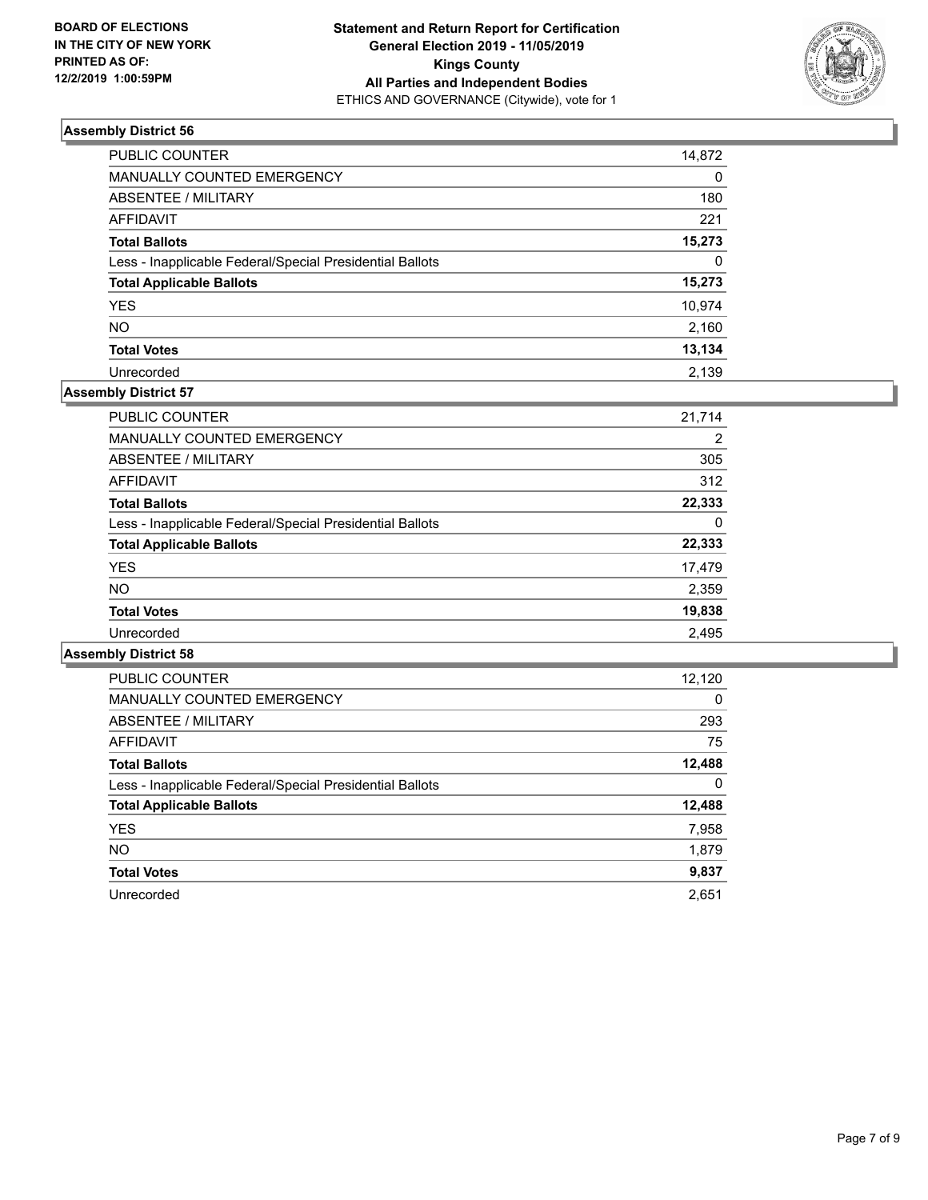**BOARD OF ELECTIONS IN THE CITY OF NEW YORK PRINTED AS OF: 12/2/2019 1:00:59PM**

**Statement and Return Report for Certification General Election 2019 - 11/05/2019 Kings County All Parties and Independent Bodies**
ETHICS AND GOVERNANCE (Citywide), vote for 1

### Assembly District 56

| | |
|---|---|
| PUBLIC COUNTER | 14,872 |
| MANUALLY COUNTED EMERGENCY | 0 |
| ABSENTEE / MILITARY | 180 |
| AFFIDAVIT | 221 |
| **Total Ballots** | **15,273** |
| Less - Inapplicable Federal/Special Presidential Ballots | 0 |
| **Total Applicable Ballots** | **15,273** |
| YES | 10,974 |
| NO | 2,160 |
| **Total Votes** | **13,134** |
| Unrecorded | 2,139 |

### Assembly District 57

| | |
|---|---|
| PUBLIC COUNTER | 21,714 |
| MANUALLY COUNTED EMERGENCY | 2 |
| ABSENTEE / MILITARY | 305 |
| AFFIDAVIT | 312 |
| **Total Ballots** | **22,333** |
| Less - Inapplicable Federal/Special Presidential Ballots | 0 |
| **Total Applicable Ballots** | **22,333** |
| YES | 17,479 |
| NO | 2,359 |
| **Total Votes** | **19,838** |
| Unrecorded | 2,495 |

### Assembly District 58

| | |
|---|---|
| PUBLIC COUNTER | 12,120 |
| MANUALLY COUNTED EMERGENCY | 0 |
| ABSENTEE / MILITARY | 293 |
| AFFIDAVIT | 75 |
| **Total Ballots** | **12,488** |
| Less - Inapplicable Federal/Special Presidential Ballots | 0 |
| **Total Applicable Ballots** | **12,488** |
| YES | 7,958 |
| NO | 1,879 |
| **Total Votes** | **9,837** |
| Unrecorded | 2,651 |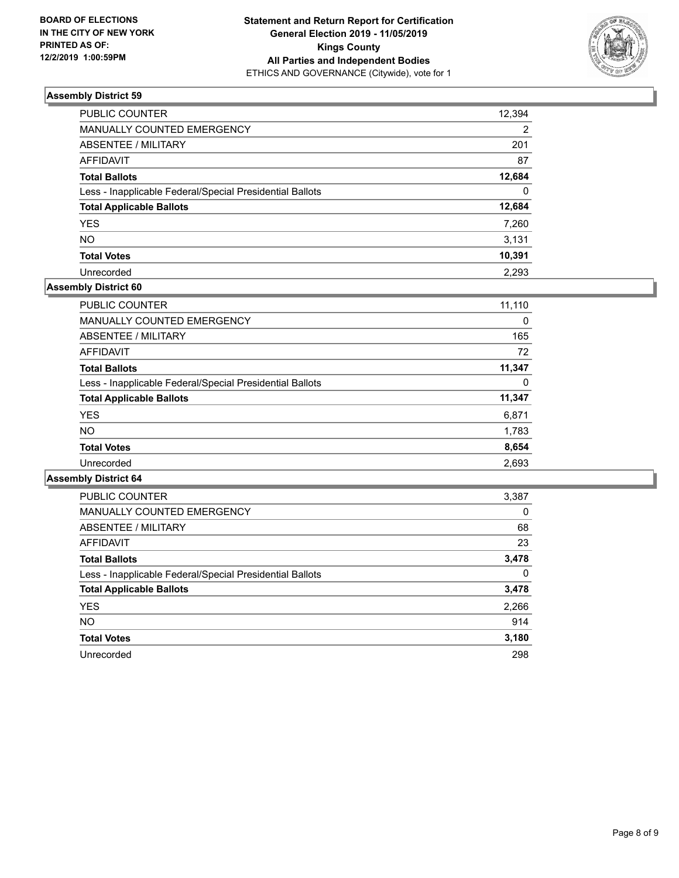**BOARD OF ELECTIONS IN THE CITY OF NEW YORK PRINTED AS OF: 12/2/2019 1:00:59PM**

**Statement and Return Report for Certification General Election 2019 - 11/05/2019 Kings County All Parties and Independent Bodies**
ETHICS AND GOVERNANCE (Citywide), vote for 1

### Assembly District 59

| | |
|---|---|
| PUBLIC COUNTER | 12,394 |
| MANUALLY COUNTED EMERGENCY | 2 |
| ABSENTEE / MILITARY | 201 |
| AFFIDAVIT | 87 |
| **Total Ballots** | **12,684** |
| Less - Inapplicable Federal/Special Presidential Ballots | 0 |
| **Total Applicable Ballots** | **12,684** |
| YES | 7,260 |
| NO | 3,131 |
| **Total Votes** | **10,391** |
| Unrecorded | 2,293 |

### Assembly District 60

| | |
|---|---|
| PUBLIC COUNTER | 11,110 |
| MANUALLY COUNTED EMERGENCY | 0 |
| ABSENTEE / MILITARY | 165 |
| AFFIDAVIT | 72 |
| **Total Ballots** | **11,347** |
| Less - Inapplicable Federal/Special Presidential Ballots | 0 |
| **Total Applicable Ballots** | **11,347** |
| YES | 6,871 |
| NO | 1,783 |
| **Total Votes** | **8,654** |
| Unrecorded | 2,693 |

### Assembly District 64

| | |
|---|---|
| PUBLIC COUNTER | 3,387 |
| MANUALLY COUNTED EMERGENCY | 0 |
| ABSENTEE / MILITARY | 68 |
| AFFIDAVIT | 23 |
| **Total Ballots** | **3,478** |
| Less - Inapplicable Federal/Special Presidential Ballots | 0 |
| **Total Applicable Ballots** | **3,478** |
| YES | 2,266 |
| NO | 914 |
| **Total Votes** | **3,180** |
| Unrecorded | 298 |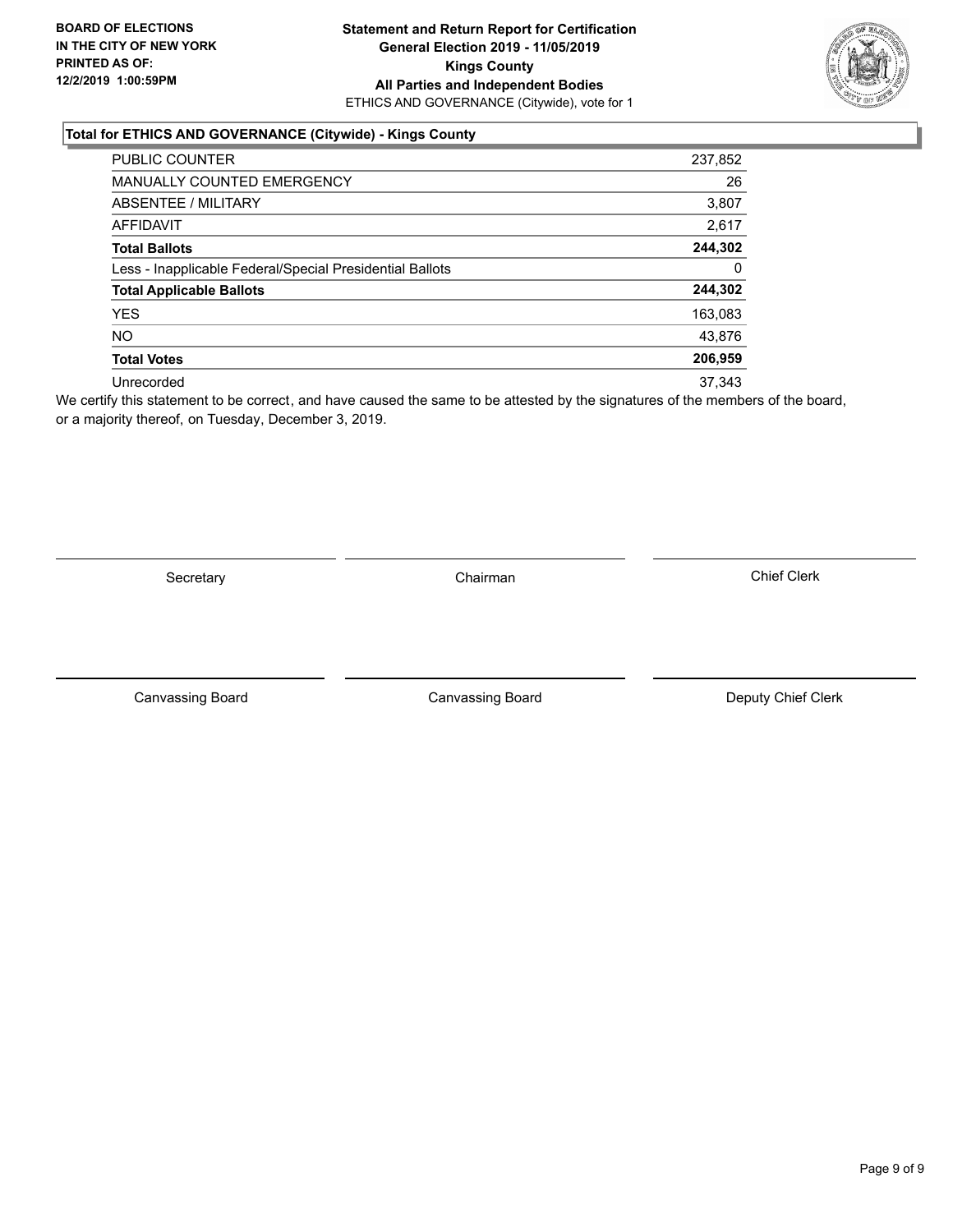**BOARD OF ELECTIONS IN THE CITY OF NEW YORK PRINTED AS OF: 12/2/2019 1:00:59PM**

**Statement and Return Report for Certification General Election 2019 - 11/05/2019 Kings County All Parties and Independent Bodies**
ETHICS AND GOVERNANCE (Citywide), vote for 1

### Total for ETHICS AND GOVERNANCE (Citywide) - Kings County

| | |
|---|---|
| PUBLIC COUNTER | 237,852 |
| MANUALLY COUNTED EMERGENCY | 26 |
| ABSENTEE / MILITARY | 3,807 |
| AFFIDAVIT | 2,617 |
| **Total Ballots** | **244,302** |
| Less - Inapplicable Federal/Special Presidential Ballots | 0 |
| **Total Applicable Ballots** | **244,302** |
| YES | 163,083 |
| NO | 43,876 |
| **Total Votes** | **206,959** |
| Unrecorded | 37,343 |

We certify this statement to be correct, and have caused the same to be attested by the signatures of the members of the board, or a majority thereof, on Tuesday, December 3, 2019.

Secretary

Chairman

Chief Clerk

Canvassing Board

Canvassing Board

Deputy Chief Clerk